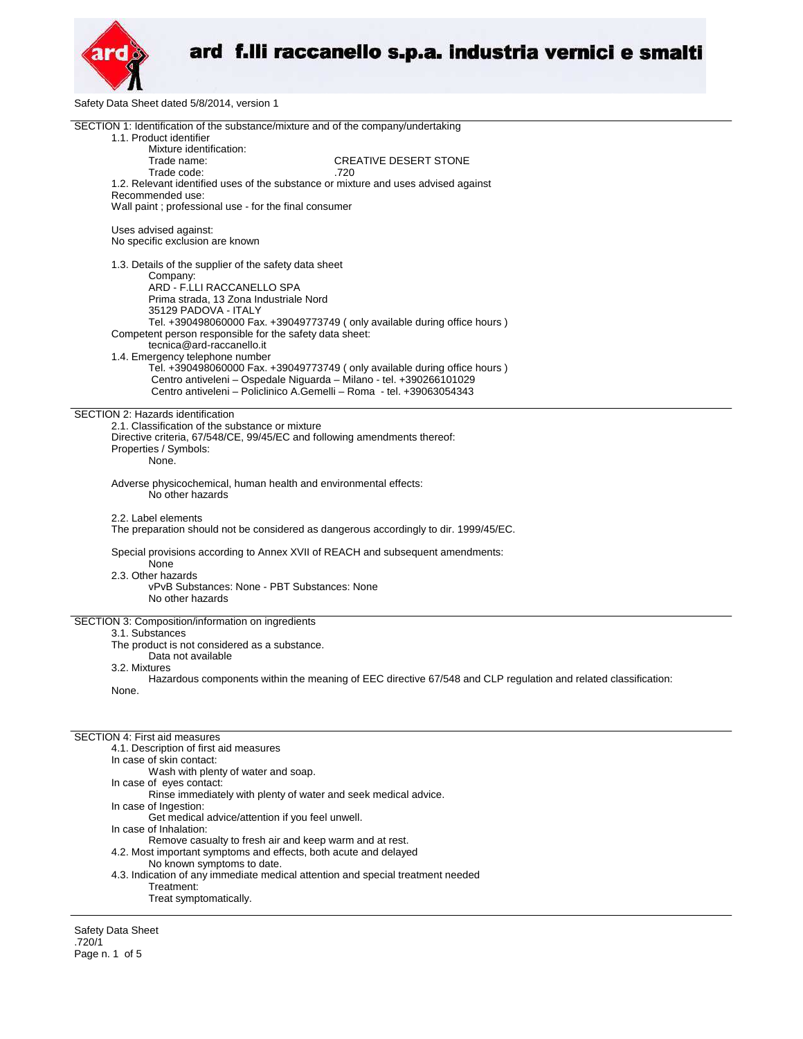# ard f.lli raccanello s.p.a. industria vernici e smalti

Safety Data Sheet dated 5/8/2014, version 1

## SECTION 1: Identification of the substance/mixture and of the company/undertaking

1.1. Product identifier

Mixture identification:

Trade name: CREATIVE DESERT STONE

Trade code: .720

1.2. Relevant identified uses of the substance or mixture and uses advised against

Recommended use:

Wall paint ; professional use - for the final consumer

Uses advised against:

No specific exclusion are known

1.3. Details of the supplier of the safety data sheet

Company:

ARD - F.LLI RACCANELLO SPA
Prima strada, 13 Zona Industriale Nord
35129 PADOVA - ITALY
Tel. +390498060000 Fax. +39049773749 ( only available during office hours )

Competent person responsible for the safety data sheet:

tecnica@ard-raccanello.it

1.4. Emergency telephone number

Tel. +390498060000 Fax. +39049773749 ( only available during office hours )
Centro antiveleni – Ospedale Niguarda – Milano - tel. +390266101029
Centro antiveleni – Policlinico A.Gemelli – Roma - tel. +39063054343

## SECTION 2: Hazards identification

2.1. Classification of the substance or mixture

Directive criteria, 67/548/CE, 99/45/EC and following amendments thereof:

Properties / Symbols:

None.

Adverse physicochemical, human health and environmental effects:

No other hazards

2.2. Label elements

The preparation should not be considered as dangerous accordingly to dir. 1999/45/EC.

Special provisions according to Annex XVII of REACH and subsequent amendments:

None

2.3. Other hazards

vPvB Substances: None - PBT Substances: None

No other hazards

## SECTION 3: Composition/information on ingredients

3.1. Substances

The product is not considered as a substance.

Data not available

3.2. Mixtures

Hazardous components within the meaning of EEC directive 67/548 and CLP regulation and related classification:

None.

## SECTION 4: First aid measures

4.1. Description of first aid measures

In case of skin contact:

Wash with plenty of water and soap.

In case of eyes contact:

Rinse immediately with plenty of water and seek medical advice.

In case of Ingestion:

Get medical advice/attention if you feel unwell.

In case of Inhalation:

Remove casualty to fresh air and keep warm and at rest.

4.2. Most important symptoms and effects, both acute and delayed

No known symptoms to date.

4.3. Indication of any immediate medical attention and special treatment needed

Treatment:

Treat symptomatically.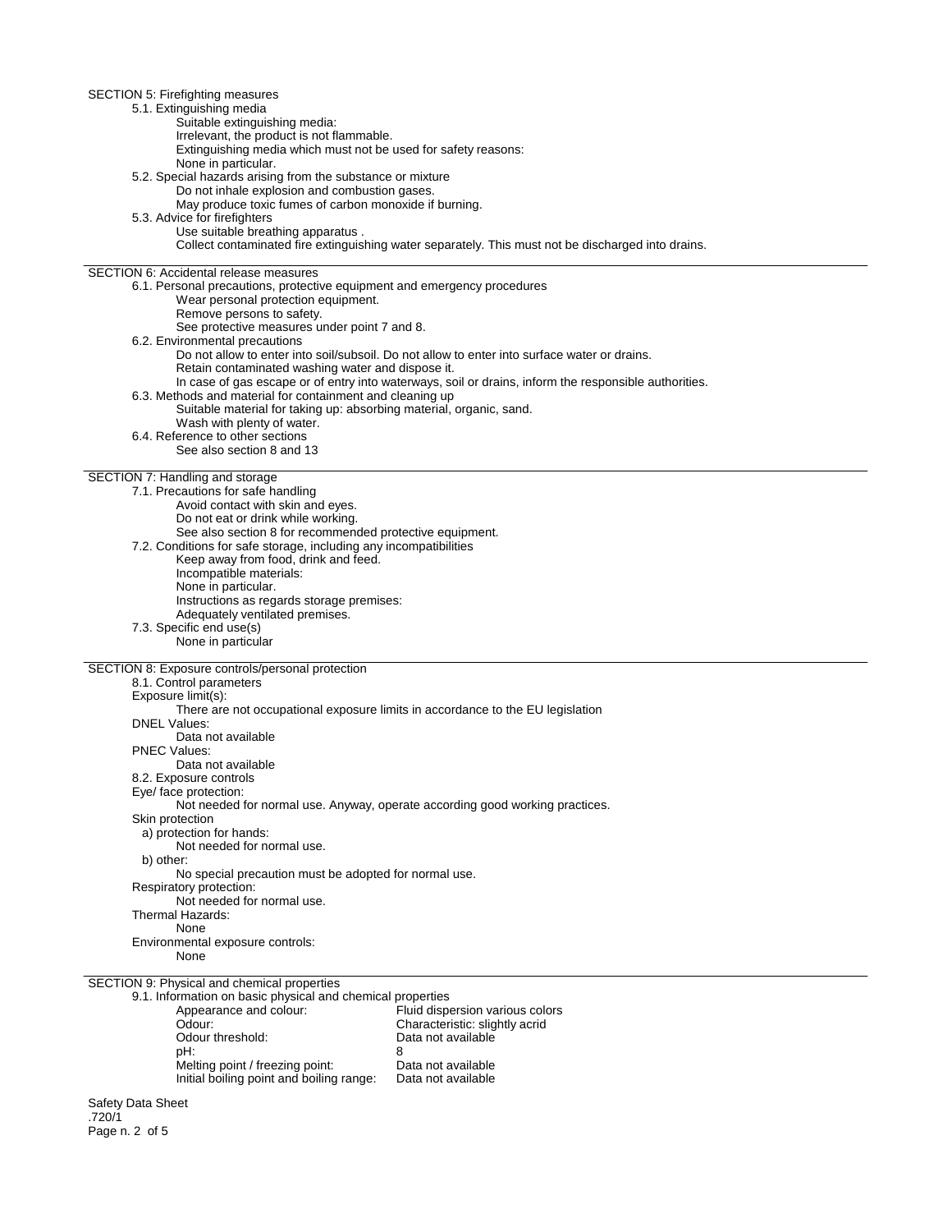## SECTION 5: Firefighting measures

### 5.1. Extinguishing media

Suitable extinguishing media:
Irrelevant, the product is not flammable.
Extinguishing media which must not be used for safety reasons:
None in particular.

### 5.2. Special hazards arising from the substance or mixture

Do not inhale explosion and combustion gases.
May produce toxic fumes of carbon monoxide if burning.

### 5.3. Advice for firefighters

Use suitable breathing apparatus .
Collect contaminated fire extinguishing water separately. This must not be discharged into drains.

## SECTION 6: Accidental release measures

### 6.1. Personal precautions, protective equipment and emergency procedures

Wear personal protection equipment.
Remove persons to safety.
See protective measures under point 7 and 8.

### 6.2. Environmental precautions

Do not allow to enter into soil/subsoil. Do not allow to enter into surface water or drains.
Retain contaminated washing water and dispose it.
In case of gas escape or of entry into waterways, soil or drains, inform the responsible authorities.

### 6.3. Methods and material for containment and cleaning up

Suitable material for taking up: absorbing material, organic, sand.
Wash with plenty of water.

### 6.4. Reference to other sections

See also section 8 and 13

## SECTION 7: Handling and storage

### 7.1. Precautions for safe handling

Avoid contact with skin and eyes.
Do not eat or drink while working.
See also section 8 for recommended protective equipment.

### 7.2. Conditions for safe storage, including any incompatibilities

Keep away from food, drink and feed.
Incompatible materials:
None in particular.
Instructions as regards storage premises:
Adequately ventilated premises.

### 7.3. Specific end use(s)

None in particular

## SECTION 8: Exposure controls/personal protection

### 8.1. Control parameters

Exposure limit(s):
There are not occupational exposure limits in accordance to the EU legislation
DNEL Values:
Data not available
PNEC Values:
Data not available

### 8.2. Exposure controls

Eye/ face protection:
Not needed for normal use. Anyway, operate according good working practices.
Skin protection
a) protection for hands:
Not needed for normal use.
b) other:
No special precaution must be adopted for normal use.
Respiratory protection:
Not needed for normal use.
Thermal Hazards:
None
Environmental exposure controls:
None

## SECTION 9: Physical and chemical properties

### 9.1. Information on basic physical and chemical properties

| | |
|---|---|
| Appearance and colour: | Fluid dispersion various colors |
| Odour: | Characteristic: slightly acrid |
| Odour threshold: | Data not available |
| pH: | 8 |
| Melting point / freezing point: | Data not available |
| Initial boiling point and boiling range: | Data not available |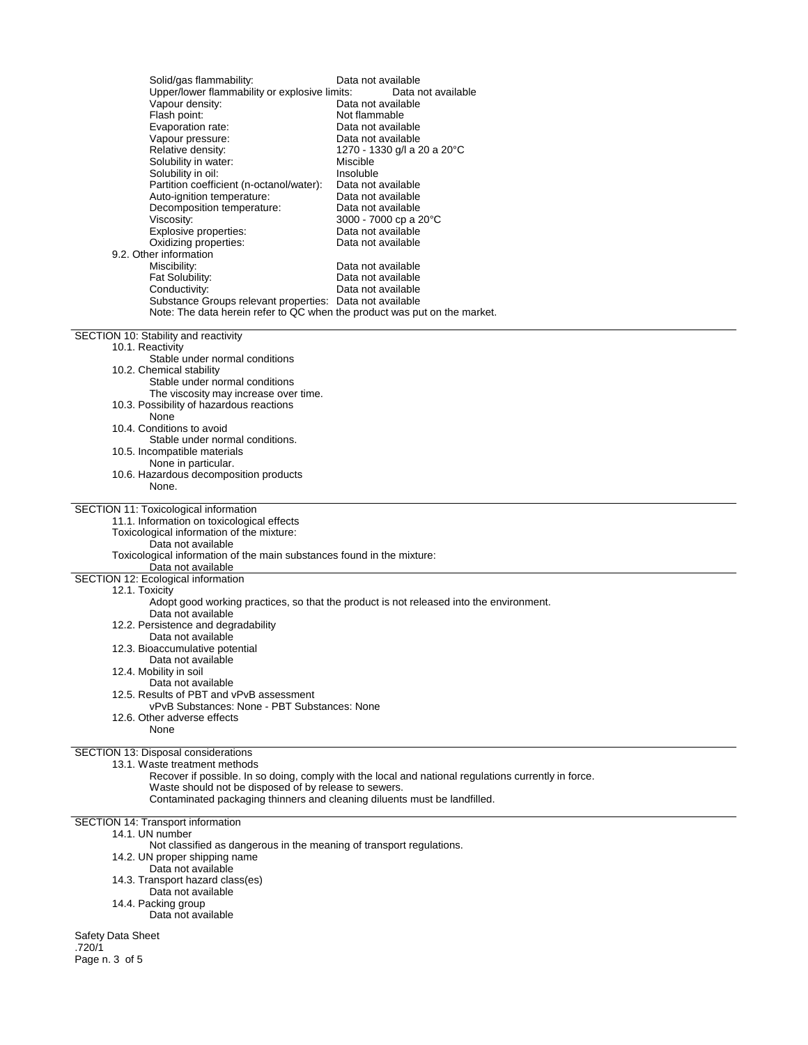| | |
|---|---|
| Solid/gas flammability: | Data not available |
| Upper/lower flammability or explosive limits: | Data not available |
| Vapour density: | Data not available |
| Flash point: | Not flammable |
| Evaporation rate: | Data not available |
| Vapour pressure: | Data not available |
| Relative density: | 1270 - 1330 g/l a 20 a 20°C |
| Solubility in water: | Miscible |
| Solubility in oil: | Insoluble |
| Partition coefficient (n-octanol/water): | Data not available |
| Auto-ignition temperature: | Data not available |
| Decomposition temperature: | Data not available |
| Viscosity: | 3000 - 7000 cp a 20°C |
| Explosive properties: | Data not available |
| Oxidizing properties: | Data not available |

9.2. Other information

| | |
|---|---|
| Miscibility: | Data not available |
| Fat Solubility: | Data not available |
| Conductivity: | Data not available |
| Substance Groups relevant properties: | Data not available |

Note: The data herein refer to QC when the product was put on the market.

## SECTION 10: Stability and reactivity

10.1. Reactivity

Stable under normal conditions

10.2. Chemical stability

Stable under normal conditions
The viscosity may increase over time.

10.3. Possibility of hazardous reactions

None

10.4. Conditions to avoid

Stable under normal conditions.

10.5. Incompatible materials

None in particular.

10.6. Hazardous decomposition products

None.

## SECTION 11: Toxicological information

11.1. Information on toxicological effects

Toxicological information of the mixture:

Data not available

Toxicological information of the main substances found in the mixture:

Data not available

## SECTION 12: Ecological information

12.1. Toxicity

Adopt good working practices, so that the product is not released into the environment.
Data not available

12.2. Persistence and degradability

Data not available

12.3. Bioaccumulative potential

Data not available

12.4. Mobility in soil

Data not available

12.5. Results of PBT and vPvB assessment

vPvB Substances: None - PBT Substances: None

12.6. Other adverse effects

None

## SECTION 13: Disposal considerations

13.1. Waste treatment methods

Recover if possible. In so doing, comply with the local and national regulations currently in force.
Waste should not be disposed of by release to sewers.
Contaminated packaging thinners and cleaning diluents must be landfilled.

## SECTION 14: Transport information

14.1. UN number

Not classified as dangerous in the meaning of transport regulations.

14.2. UN proper shipping name

Data not available

14.3. Transport hazard class(es)

Data not available

14.4. Packing group

Data not available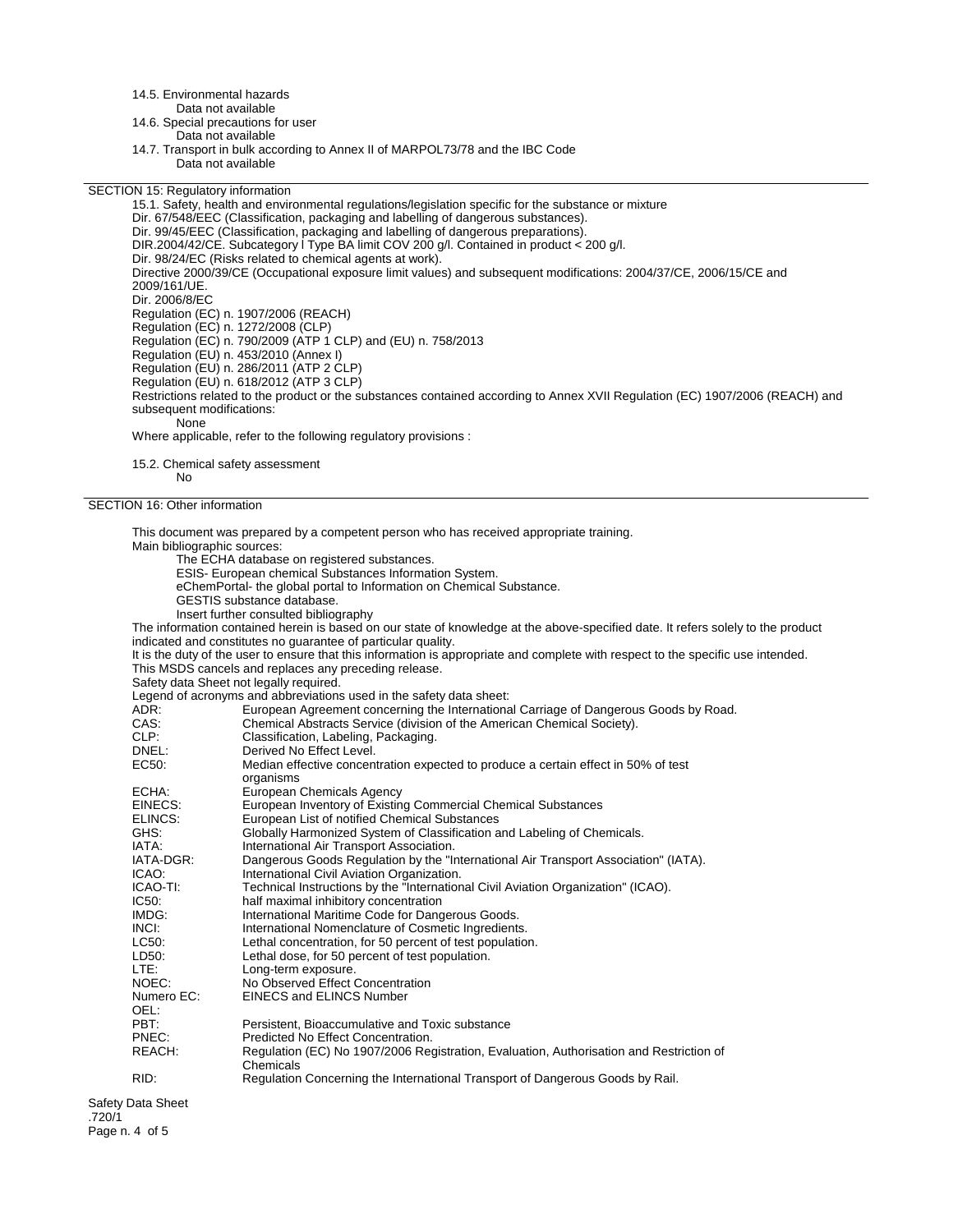14.5. Environmental hazards

Data not available

14.6. Special precautions for user

Data not available

14.7. Transport in bulk according to Annex II of MARPOL73/78 and the IBC Code

Data not available

## SECTION 15: Regulatory information

15.1. Safety, health and environmental regulations/legislation specific for the substance or mixture

Dir. 67/548/EEC (Classification, packaging and labelling of dangerous substances).
Dir. 99/45/EEC (Classification, packaging and labelling of dangerous preparations).
DIR.2004/42/CE. Subcategory l Type BA limit COV 200 g/l. Contained in product < 200 g/l.
Dir. 98/24/EC (Risks related to chemical agents at work).
Directive 2000/39/CE (Occupational exposure limit values) and subsequent modifications: 2004/37/CE, 2006/15/CE and 2009/161/UE.
Dir. 2006/8/EC
Regulation (EC) n. 1907/2006 (REACH)
Regulation (EC) n. 1272/2008 (CLP)
Regulation (EC) n. 790/2009 (ATP 1 CLP) and (EU) n. 758/2013
Regulation (EU) n. 453/2010 (Annex I)
Regulation (EU) n. 286/2011 (ATP 2 CLP)
Regulation (EU) n. 618/2012 (ATP 3 CLP)
Restrictions related to the product or the substances contained according to Annex XVII Regulation (EC) 1907/2006 (REACH) and subsequent modifications:

None

Where applicable, refer to the following regulatory provisions :

15.2. Chemical safety assessment

No

## SECTION 16: Other information

This document was prepared by a competent person who has received appropriate training.

Main bibliographic sources:

- The ECHA database on registered substances.
- ESIS- European chemical Substances Information System.
- eChemPortal- the global portal to Information on Chemical Substance.
- GESTIS substance database.
- Insert further consulted bibliography

The information contained herein is based on our state of knowledge at the above-specified date. It refers solely to the product indicated and constitutes no guarantee of particular quality.
It is the duty of the user to ensure that this information is appropriate and complete with respect to the specific use intended.
This MSDS cancels and replaces any preceding release.
Safety Data Sheet not legally required.
Legend of acronyms and abbreviations used in the safety data sheet:

| | |
|---|---|
| ADR: | European Agreement concerning the International Carriage of Dangerous Goods by Road. |
| CAS: | Chemical Abstracts Service (division of the American Chemical Society). |
| CLP: | Classification, Labeling, Packaging. |
| DNEL: | Derived No Effect Level. |
| EC50: | Median effective concentration expected to produce a certain effect in 50% of test organisms |
| ECHA: | European Chemicals Agency |
| EINECS: | European Inventory of Existing Commercial Chemical Substances |
| ELINCS: | European List of notified Chemical Substances |
| GHS: | Globally Harmonized System of Classification and Labeling of Chemicals. |
| IATA: | International Air Transport Association. |
| IATA-DGR: | Dangerous Goods Regulation by the "International Air Transport Association" (IATA). |
| ICAO: | International Civil Aviation Organization. |
| ICAO-TI: | Technical Instructions by the "International Civil Aviation Organization" (ICAO). |
| IC50: | half maximal inhibitory concentration |
| IMDG: | International Maritime Code for Dangerous Goods. |
| INCI: | International Nomenclature of Cosmetic Ingredients. |
| LC50: | Lethal concentration, for 50 percent of test population. |
| LD50: | Lethal dose, for 50 percent of test population. |
| LTE: | Long-term exposure. |
| NOEC: | No Observed Effect Concentration |
| Numero EC: | EINECS and ELINCS Number |
| OEL: | |
| PBT: | Persistent, Bioaccumulative and Toxic substance |
| PNEC: | Predicted No Effect Concentration. |
| REACH: | Regulation (EC) No 1907/2006 Registration, Evaluation, Authorisation and Restriction of Chemicals |
| RID: | Regulation Concerning the International Transport of Dangerous Goods by Rail. |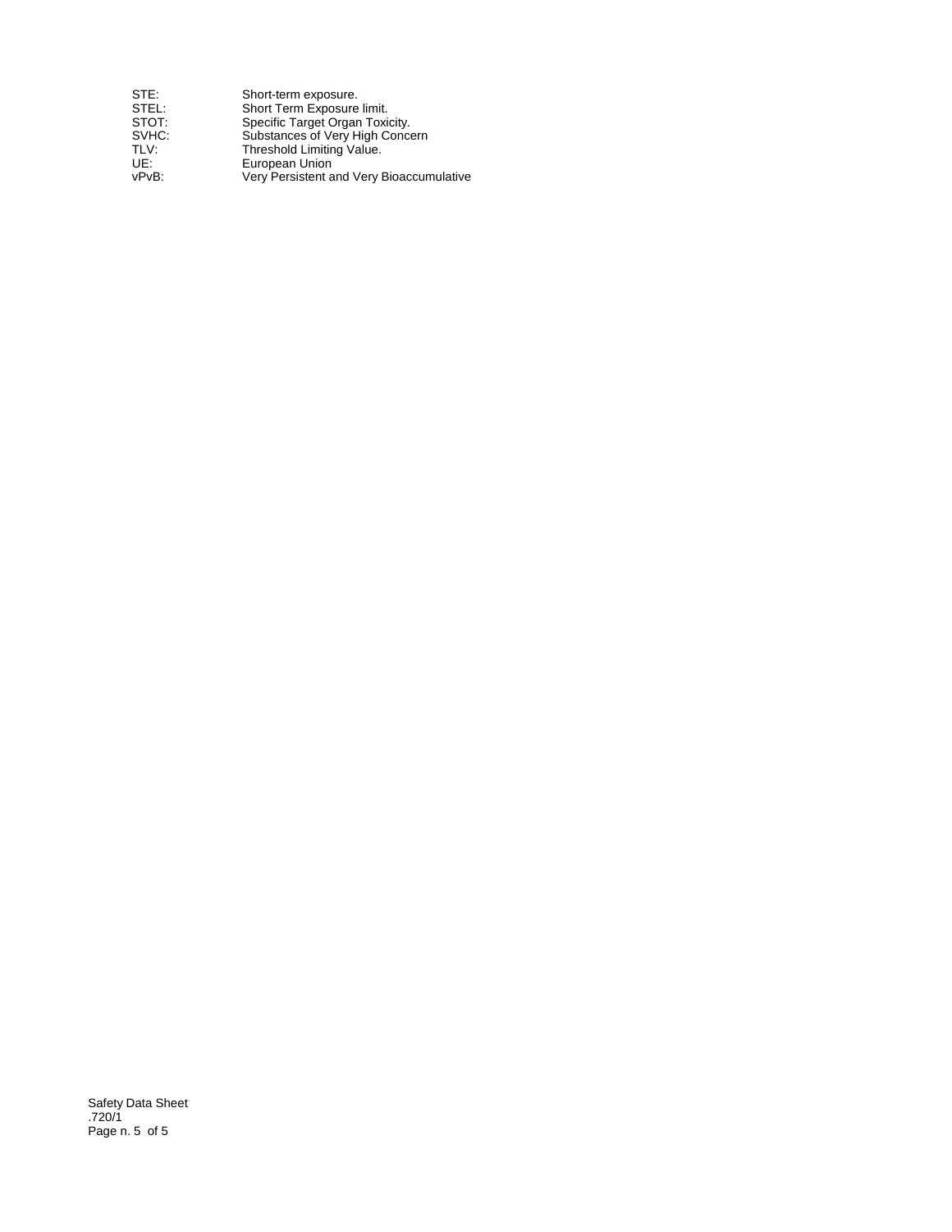| | |
|---|---|
| STE: | Short-term exposure. |
| STEL: | Short Term Exposure limit. |
| STOT: | Specific Target Organ Toxicity. |
| SVHC: | Substances of Very High Concern |
| TLV: | Threshold Limiting Value. |
| UE: | European Union |
| vPvB: | Very Persistent and Very Bioaccumulative |